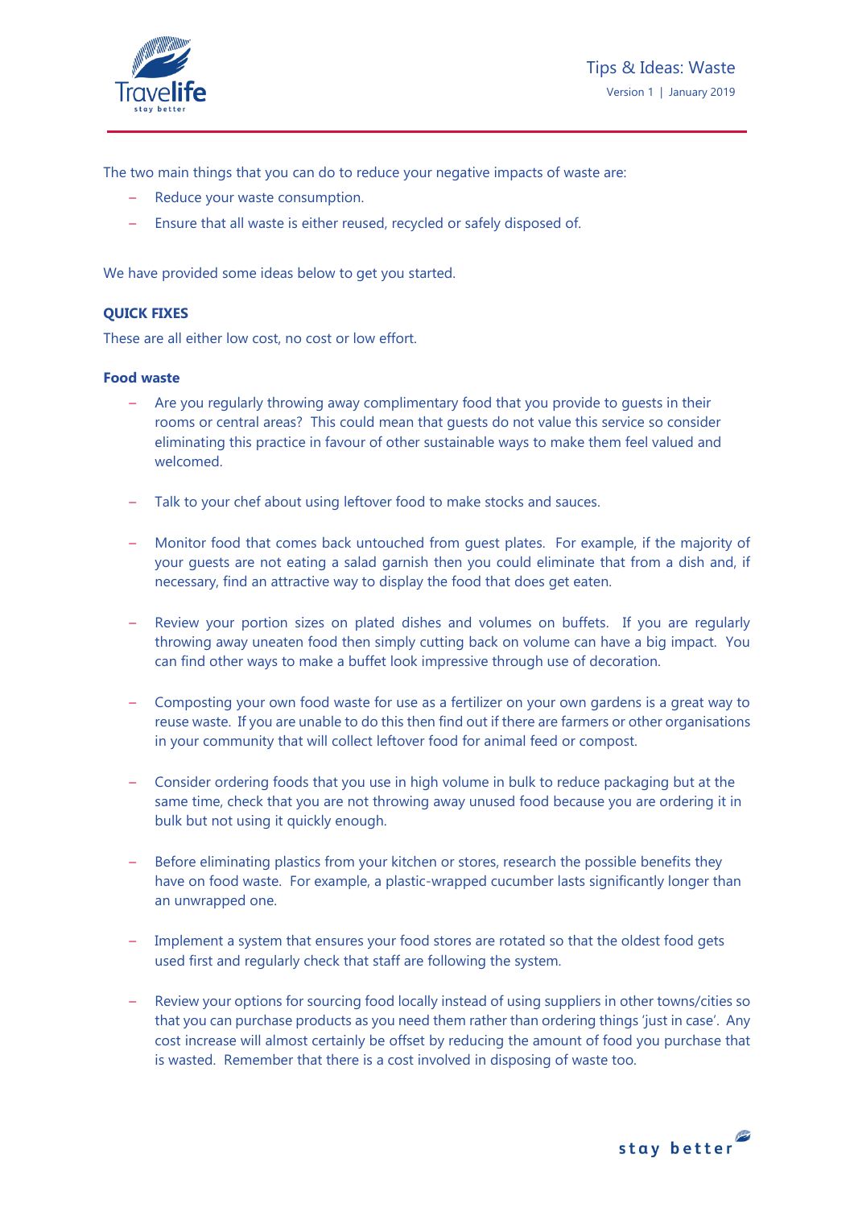The two main things that you can do to reduce your negative impacts of waste are:

- Reduce your waste consumption.
- Ensure that all waste is either reused, recycled or safely disposed of.

We have provided some ideas below to get you started.

**QUICK FIXES**

These are all either low cost, no cost or low effort.

**Food waste**

- Are you regularly throwing away complimentary food that you provide to guests in their rooms or central areas? This could mean that guests do not value this service so consider eliminating this practice in favour of other sustainable ways to make them feel valued and welcomed.

- Talk to your chef about using leftover food to make stocks and sauces.

- Monitor food that comes back untouched from guest plates. For example, if the majority of your guests are not eating a salad garnish then you could eliminate that from a dish and, if necessary, find an attractive way to display the food that does get eaten.

- Review your portion sizes on plated dishes and volumes on buffets. If you are regularly throwing away uneaten food then simply cutting back on volume can have a big impact. You can find other ways to make a buffet look impressive through use of decoration.

- Composting your own food waste for use as a fertilizer on your own gardens is a great way to reuse waste. If you are unable to do this then find out if there are farmers or other organisations in your community that will collect leftover food for animal feed or compost.

- Consider ordering foods that you use in high volume in bulk to reduce packaging but at the same time, check that you are not throwing away unused food because you are ordering it in bulk but not using it quickly enough.

- Before eliminating plastics from your kitchen or stores, research the possible benefits they have on food waste. For example, a plastic-wrapped cucumber lasts significantly longer than an unwrapped one.

- Implement a system that ensures your food stores are rotated so that the oldest food gets used first and regularly check that staff are following the system.

- Review your options for sourcing food locally instead of using suppliers in other towns/cities so that you can purchase products as you need them rather than ordering things 'just in case'. Any cost increase will almost certainly be offset by reducing the amount of food you purchase that is wasted. Remember that there is a cost involved in disposing of waste too.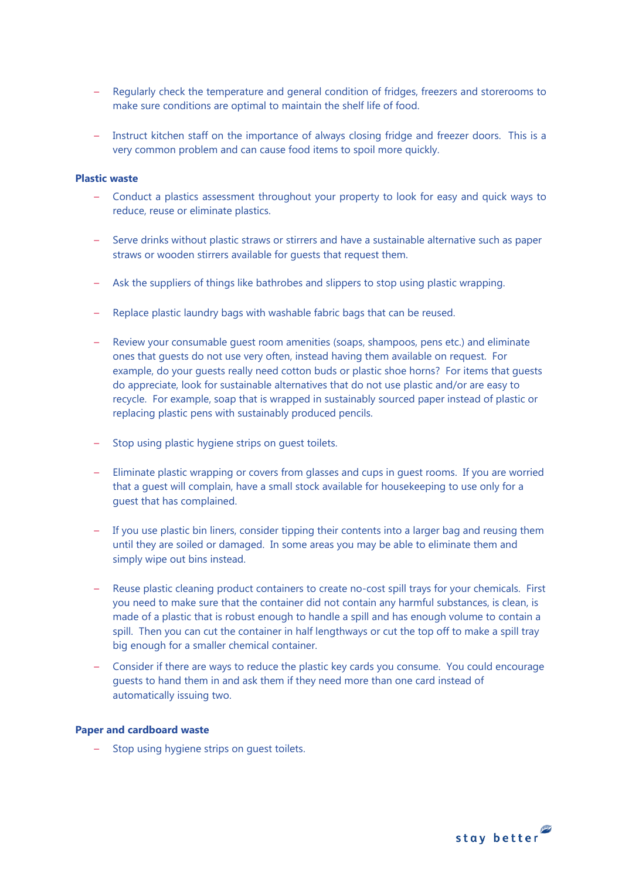- Regularly check the temperature and general condition of fridges, freezers and storerooms to make sure conditions are optimal to maintain the shelf life of food.

- Instruct kitchen staff on the importance of always closing fridge and freezer doors. This is a very common problem and can cause food items to spoil more quickly.

**Plastic waste**

- Conduct a plastics assessment throughout your property to look for easy and quick ways to reduce, reuse or eliminate plastics.

- Serve drinks without plastic straws or stirrers and have a sustainable alternative such as paper straws or wooden stirrers available for guests that request them.

- Ask the suppliers of things like bathrobes and slippers to stop using plastic wrapping.

- Replace plastic laundry bags with washable fabric bags that can be reused.

- Review your consumable guest room amenities (soaps, shampoos, pens etc.) and eliminate ones that guests do not use very often, instead having them available on request. For example, do your guests really need cotton buds or plastic shoe horns? For items that guests do appreciate, look for sustainable alternatives that do not use plastic and/or are easy to recycle. For example, soap that is wrapped in sustainably sourced paper instead of plastic or replacing plastic pens with sustainably produced pencils.

- Stop using plastic hygiene strips on guest toilets.

- Eliminate plastic wrapping or covers from glasses and cups in guest rooms. If you are worried that a guest will complain, have a small stock available for housekeeping to use only for a guest that has complained.

- If you use plastic bin liners, consider tipping their contents into a larger bag and reusing them until they are soiled or damaged. In some areas you may be able to eliminate them and simply wipe out bins instead.

- Reuse plastic cleaning product containers to create no-cost spill trays for your chemicals. First you need to make sure that the container did not contain any harmful substances, is clean, is made of a plastic that is robust enough to handle a spill and has enough volume to contain a spill. Then you can cut the container in half lengthways or cut the top off to make a spill tray big enough for a smaller chemical container.

- Consider if there are ways to reduce the plastic key cards you consume. You could encourage guests to hand them in and ask them if they need more than one card instead of automatically issuing two.

**Paper and cardboard waste**

- Stop using hygiene strips on guest toilets.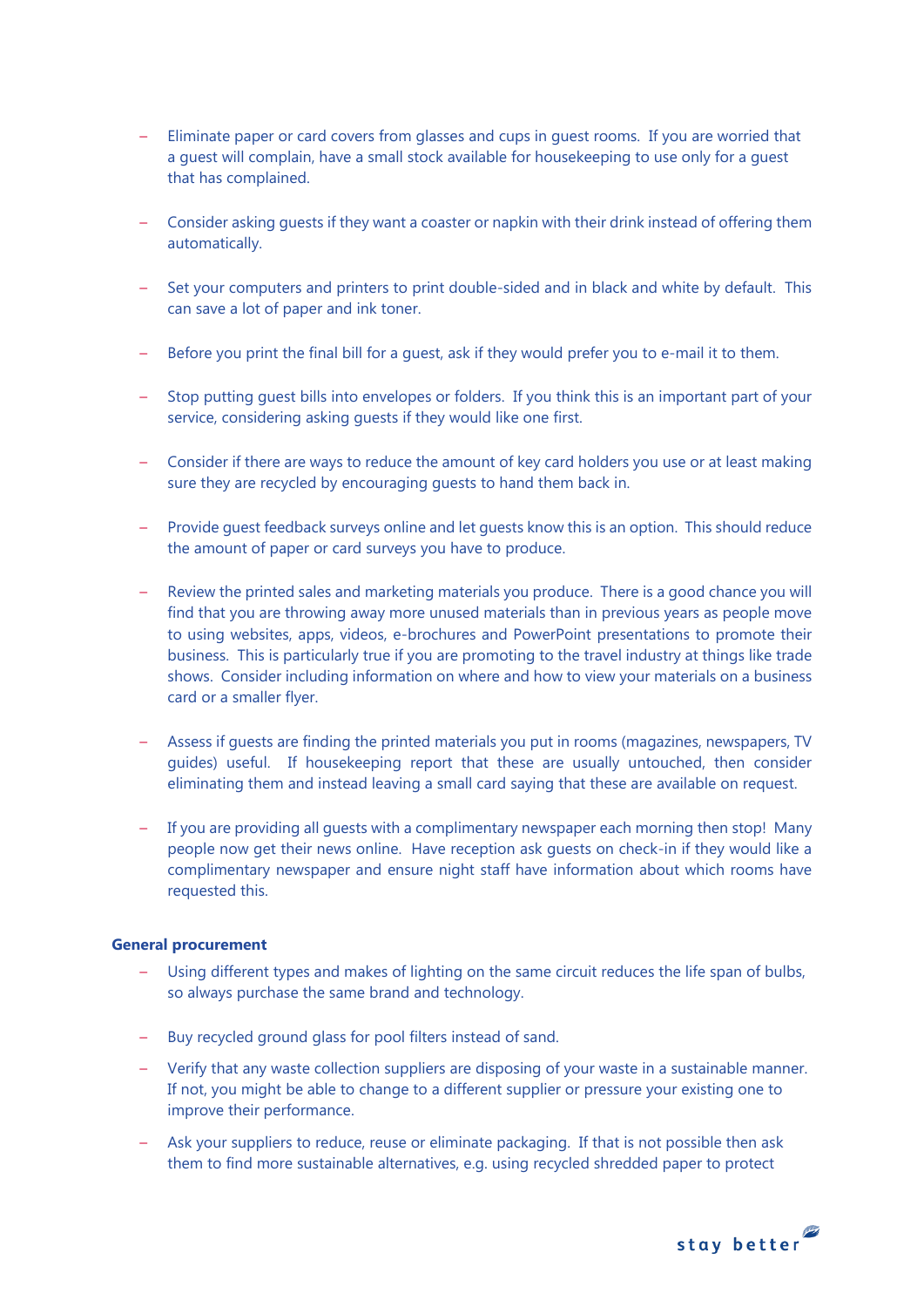- Eliminate paper or card covers from glasses and cups in guest rooms. If you are worried that a guest will complain, have a small stock available for housekeeping to use only for a guest that has complained.

- Consider asking guests if they want a coaster or napkin with their drink instead of offering them automatically.

- Set your computers and printers to print double-sided and in black and white by default. This can save a lot of paper and ink toner.

- Before you print the final bill for a guest, ask if they would prefer you to e-mail it to them.

- Stop putting guest bills into envelopes or folders. If you think this is an important part of your service, considering asking guests if they would like one first.

- Consider if there are ways to reduce the amount of key card holders you use or at least making sure they are recycled by encouraging guests to hand them back in.

- Provide guest feedback surveys online and let guests know this is an option. This should reduce the amount of paper or card surveys you have to produce.

- Review the printed sales and marketing materials you produce. There is a good chance you will find that you are throwing away more unused materials than in previous years as people move to using websites, apps, videos, e-brochures and PowerPoint presentations to promote their business. This is particularly true if you are promoting to the travel industry at things like trade shows. Consider including information on where and how to view your materials on a business card or a smaller flyer.

- Assess if guests are finding the printed materials you put in rooms (magazines, newspapers, TV guides) useful. If housekeeping report that these are usually untouched, then consider eliminating them and instead leaving a small card saying that these are available on request.

- If you are providing all guests with a complimentary newspaper each morning then stop! Many people now get their news online. Have reception ask guests on check-in if they would like a complimentary newspaper and ensure night staff have information about which rooms have requested this.

**General procurement**

- Using different types and makes of lighting on the same circuit reduces the life span of bulbs, so always purchase the same brand and technology.

- Buy recycled ground glass for pool filters instead of sand.

- Verify that any waste collection suppliers are disposing of your waste in a sustainable manner. If not, you might be able to change to a different supplier or pressure your existing one to improve their performance.

- Ask your suppliers to reduce, reuse or eliminate packaging. If that is not possible then ask them to find more sustainable alternatives, e.g. using recycled shredded paper to protect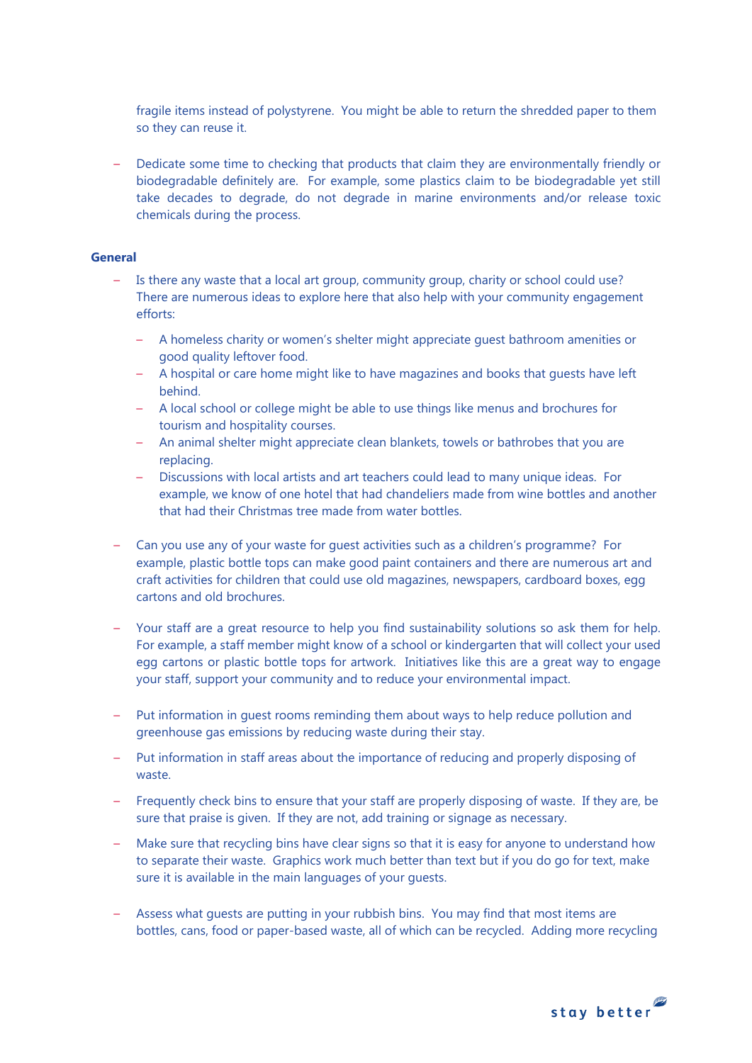fragile items instead of polystyrene.  You might be able to return the shredded paper to them so they can reuse it.

- Dedicate some time to checking that products that claim they are environmentally friendly or biodegradable definitely are.  For example, some plastics claim to be biodegradable yet still take decades to degrade, do not degrade in marine environments and/or release toxic chemicals during the process.

**General**

- Is there any waste that a local art group, community group, charity or school could use? There are numerous ideas to explore here that also help with your community engagement efforts:
  - A homeless charity or women's shelter might appreciate guest bathroom amenities or good quality leftover food.
  - A hospital or care home might like to have magazines and books that guests have left behind.
  - A local school or college might be able to use things like menus and brochures for tourism and hospitality courses.
  - An animal shelter might appreciate clean blankets, towels or bathrobes that you are replacing.
  - Discussions with local artists and art teachers could lead to many unique ideas.  For example, we know of one hotel that had chandeliers made from wine bottles and another that had their Christmas tree made from water bottles.

- Can you use any of your waste for guest activities such as a children's programme?  For example, plastic bottle tops can make good paint containers and there are numerous art and craft activities for children that could use old magazines, newspapers, cardboard boxes, egg cartons and old brochures.

- Your staff are a great resource to help you find sustainability solutions so ask them for help. For example, a staff member might know of a school or kindergarten that will collect your used egg cartons or plastic bottle tops for artwork.  Initiatives like this are a great way to engage your staff, support your community and to reduce your environmental impact.

- Put information in guest rooms reminding them about ways to help reduce pollution and greenhouse gas emissions by reducing waste during their stay.

- Put information in staff areas about the importance of reducing and properly disposing of waste.

- Frequently check bins to ensure that your staff are properly disposing of waste.  If they are, be sure that praise is given.  If they are not, add training or signage as necessary.

- Make sure that recycling bins have clear signs so that it is easy for anyone to understand how to separate their waste.  Graphics work much better than text but if you do go for text, make sure it is available in the main languages of your guests.

- Assess what guests are putting in your rubbish bins.  You may find that most items are bottles, cans, food or paper-based waste, all of which can be recycled.  Adding more recycling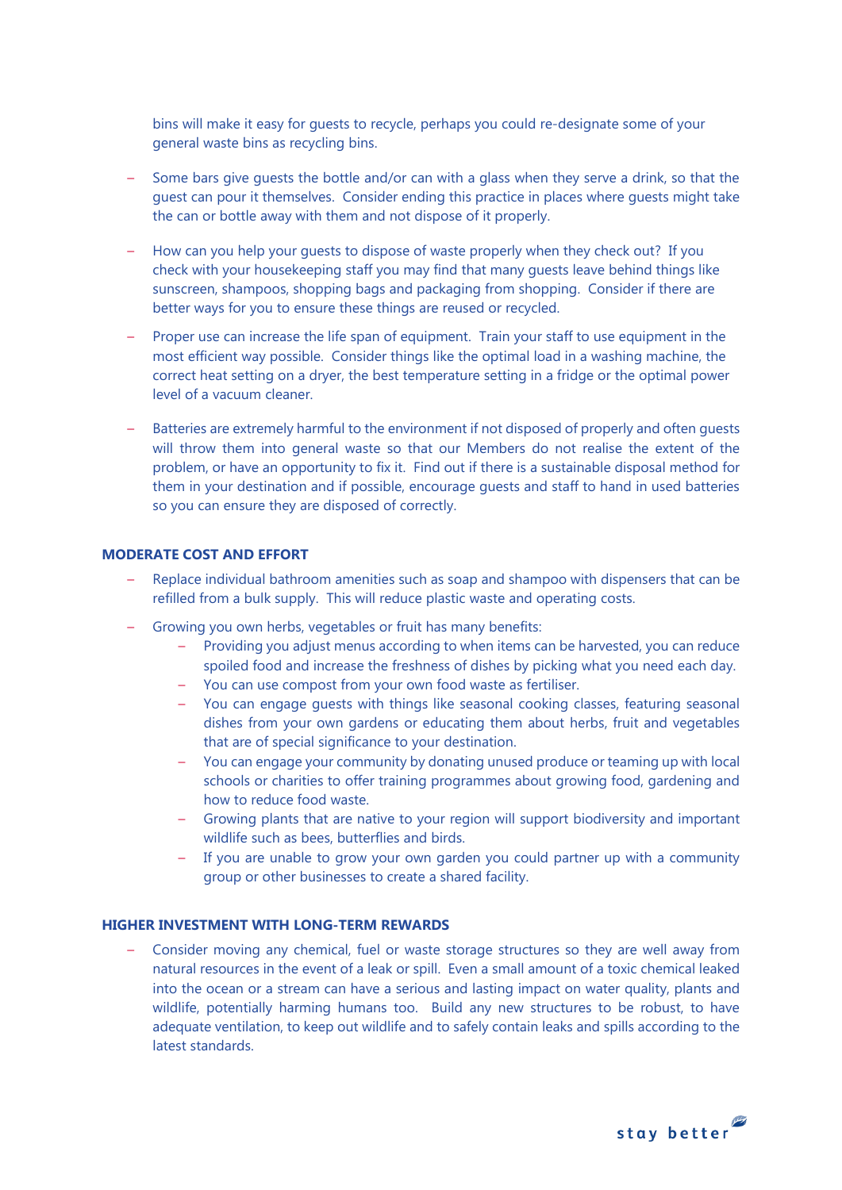bins will make it easy for guests to recycle, perhaps you could re-designate some of your general waste bins as recycling bins.

- Some bars give guests the bottle and/or can with a glass when they serve a drink, so that the guest can pour it themselves. Consider ending this practice in places where guests might take the can or bottle away with them and not dispose of it properly.

- How can you help your guests to dispose of waste properly when they check out? If you check with your housekeeping staff you may find that many guests leave behind things like sunscreen, shampoos, shopping bags and packaging from shopping. Consider if there are better ways for you to ensure these things are reused or recycled.

- Proper use can increase the life span of equipment. Train your staff to use equipment in the most efficient way possible. Consider things like the optimal load in a washing machine, the correct heat setting on a dryer, the best temperature setting in a fridge or the optimal power level of a vacuum cleaner.

- Batteries are extremely harmful to the environment if not disposed of properly and often guests will throw them into general waste so that our Members do not realise the extent of the problem, or have an opportunity to fix it. Find out if there is a sustainable disposal method for them in your destination and if possible, encourage guests and staff to hand in used batteries so you can ensure they are disposed of correctly.

### MODERATE COST AND EFFORT

- Replace individual bathroom amenities such as soap and shampoo with dispensers that can be refilled from a bulk supply. This will reduce plastic waste and operating costs.
- Growing you own herbs, vegetables or fruit has many benefits:
  - Providing you adjust menus according to when items can be harvested, you can reduce spoiled food and increase the freshness of dishes by picking what you need each day.
  - You can use compost from your own food waste as fertiliser.
  - You can engage guests with things like seasonal cooking classes, featuring seasonal dishes from your own gardens or educating them about herbs, fruit and vegetables that are of special significance to your destination.
  - You can engage your community by donating unused produce or teaming up with local schools or charities to offer training programmes about growing food, gardening and how to reduce food waste.
  - Growing plants that are native to your region will support biodiversity and important wildlife such as bees, butterflies and birds.
  - If you are unable to grow your own garden you could partner up with a community group or other businesses to create a shared facility.

### HIGHER INVESTMENT WITH LONG-TERM REWARDS

- Consider moving any chemical, fuel or waste storage structures so they are well away from natural resources in the event of a leak or spill. Even a small amount of a toxic chemical leaked into the ocean or a stream can have a serious and lasting impact on water quality, plants and wildlife, potentially harming humans too. Build any new structures to be robust, to have adequate ventilation, to keep out wildlife and to safely contain leaks and spills according to the latest standards.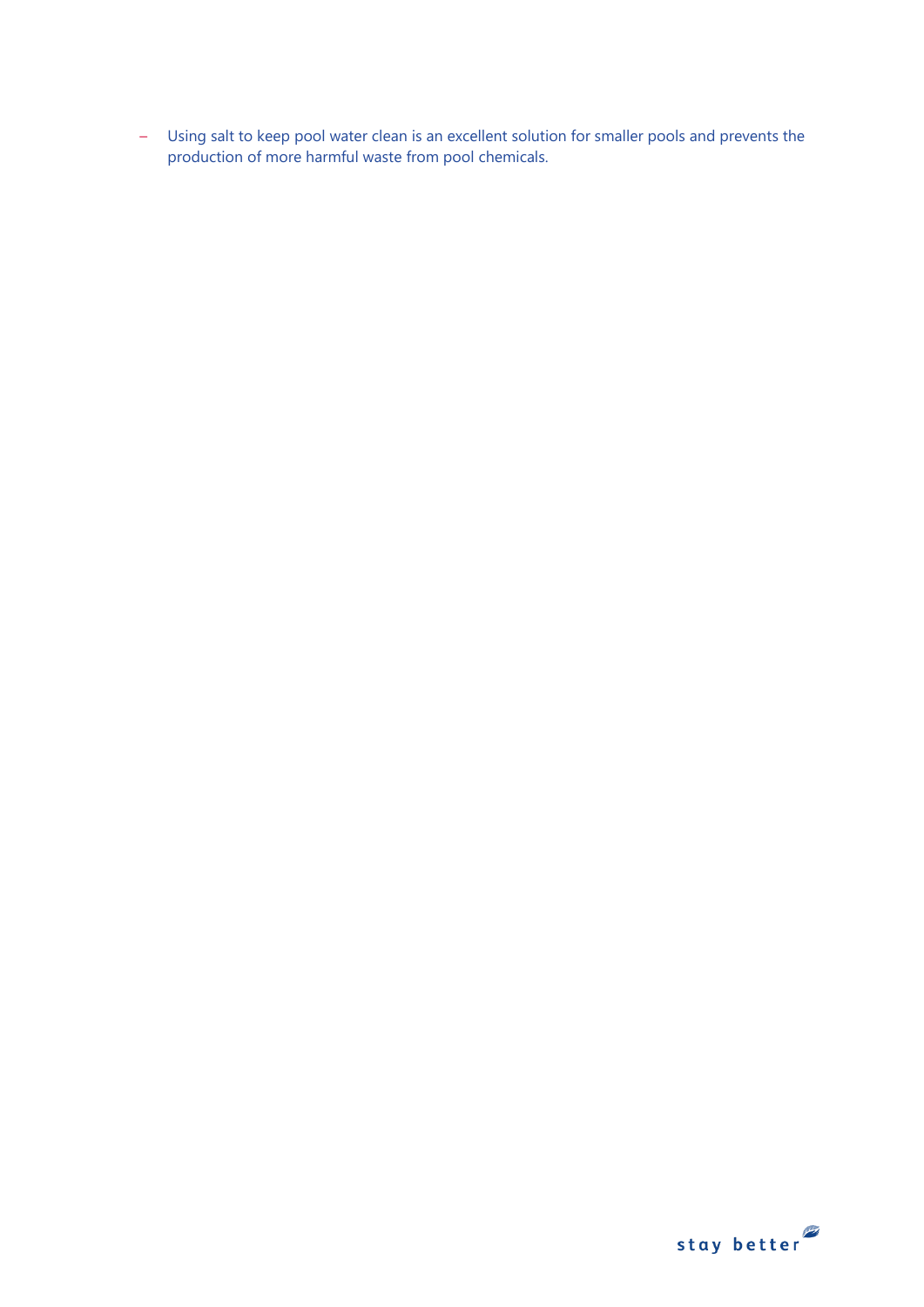- Using salt to keep pool water clean is an excellent solution for smaller pools and prevents the production of more harmful waste from pool chemicals.